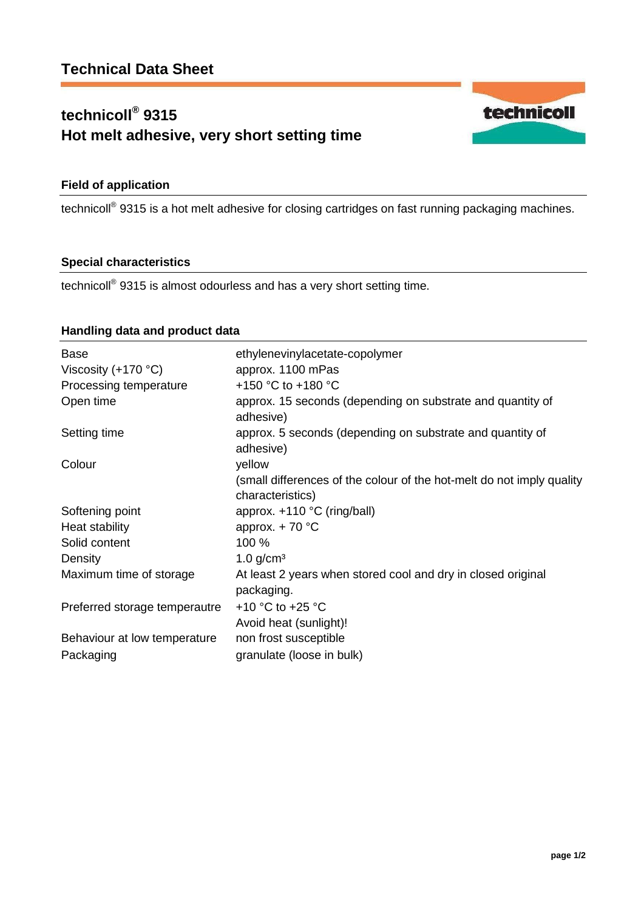# Technical Data Sheet

## technicoll® 9315
## Hot melt adhesive, very short setting time

### Field of application

technicoll® 9315 is a hot melt adhesive for closing cartridges on fast running packaging machines.

### Special characteristics

technicoll® 9315 is almost odourless and has a very short setting time.

### Handling data and product data

| | |
|---|---|
| Base | ethylenevinylacetate-copolymer |
| Viscosity (+170 °C) | approx. 1100 mPas |
| Processing temperature | +150 °C to +180 °C |
| Open time | approx. 15 seconds (depending on substrate and quantity of adhesive) |
| Setting time | approx. 5 seconds (depending on substrate and quantity of adhesive) |
| Colour | yellow (small differences of the colour of the hot-melt do not imply quality characteristics) |
| Softening point | approx. +110 °C (ring/ball) |
| Heat stability | approx. + 70 °C |
| Solid content | 100 % |
| Density | 1.0 g/cm³ |
| Maximum time of storage | At least 2 years when stored cool and dry in closed original packaging. |
| Preferred storage temperautre | +10 °C to +25 °C Avoid heat (sunlight)! |
| Behaviour at low temperature | non frost susceptible |
| Packaging | granulate (loose in bulk) |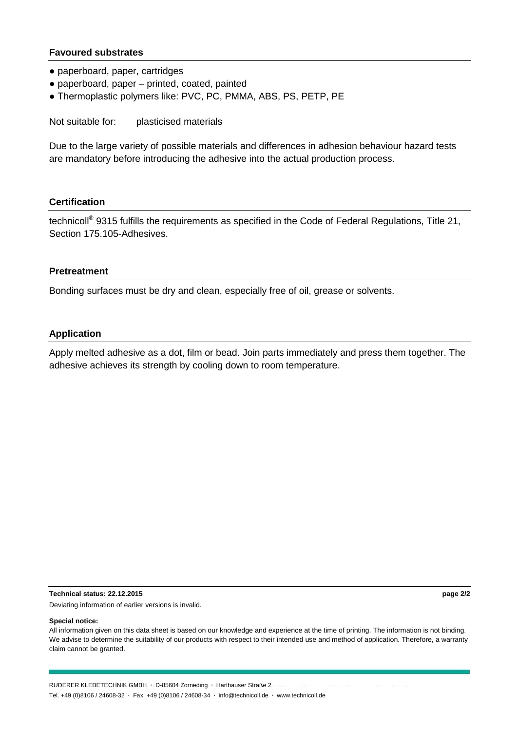## Favoured substrates

- paperboard, paper, cartridges
- paperboard, paper – printed, coated, painted
- Thermoplastic polymers like: PVC, PC, PMMA, ABS, PS, PETP, PE

Not suitable for: plasticised materials

Due to the large variety of possible materials and differences in adhesion behaviour hazard tests are mandatory before introducing the adhesive into the actual production process.

## Certification

technicoll® 9315 fulfills the requirements as specified in the Code of Federal Regulations, Title 21, Section 175.105-Adhesives.

## Pretreatment

Bonding surfaces must be dry and clean, especially free of oil, grease or solvents.

## Application

Apply melted adhesive as a dot, film or bead. Join parts immediately and press them together. The adhesive achieves its strength by cooling down to room temperature.

**Technical status: 22.12.2015**

Deviating information of earlier versions is invalid.

**Special notice:**

All information given on this data sheet is based on our knowledge and experience at the time of printing. The information is not binding. We advise to determine the suitability of our products with respect to their intended use and method of application. Therefore, a warranty claim cannot be granted.

RUDERER KLEBETECHNIK GMBH · D-85604 Zorneding · Harthauser Straße 2

Tel. +49 (0)8106 / 24608-32 · Fax +49 (0)8106 / 24608-34 · info@technicoll.de · www.technicoll.de